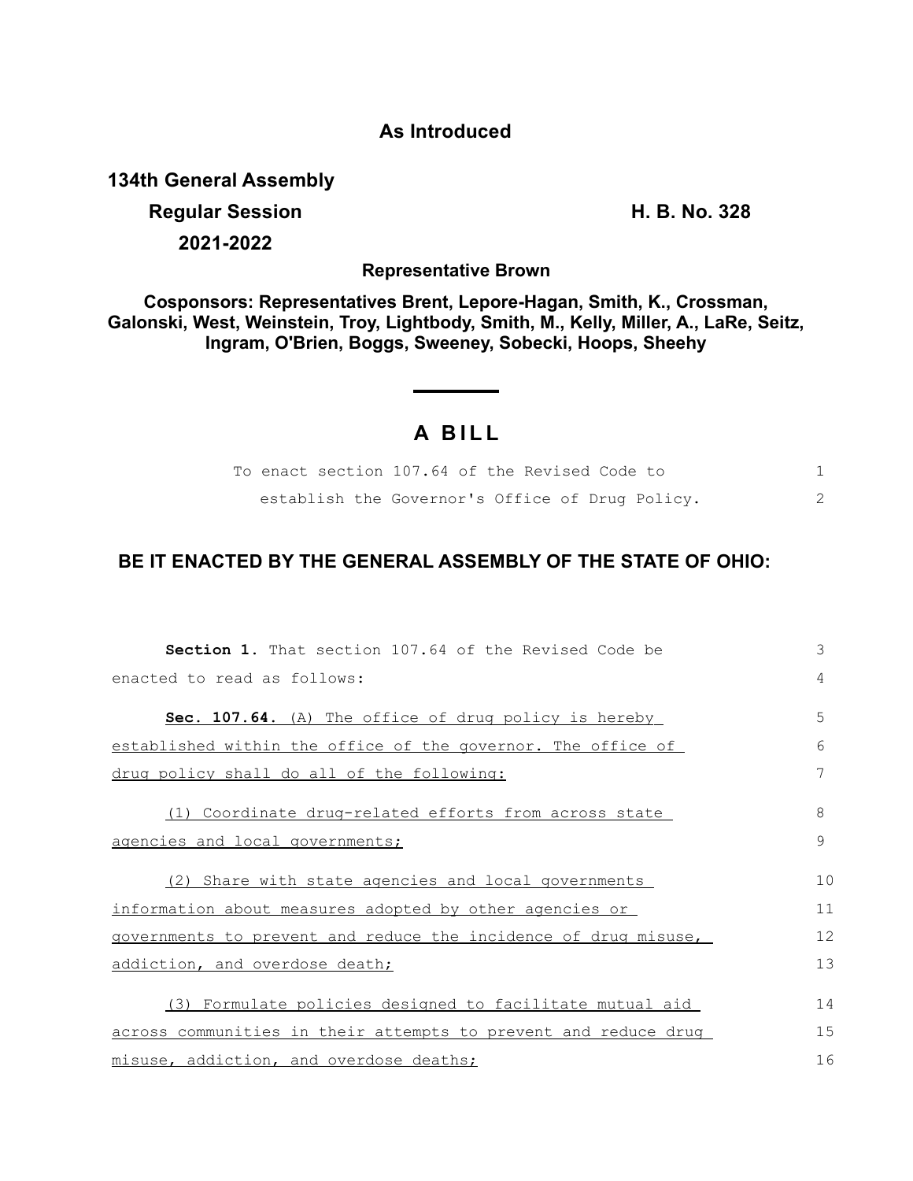# As Introduced

**134th General Assembly**

**Regular Session** **H. B. No. 328**

**2021-2022**

**Representative Brown**

**Cosponsors: Representatives Brent, Lepore-Hagan, Smith, K., Crossman, Galonski, West, Weinstein, Troy, Lightbody, Smith, M., Kelly, Miller, A., LaRe, Seitz, Ingram, O'Brien, Boggs, Sweeney, Sobecki, Hoops, Sheehy**

## A BILL

To enact section 107.64 of the Revised Code to establish the Governor's Office of Drug Policy.

**BE IT ENACTED BY THE GENERAL ASSEMBLY OF THE STATE OF OHIO:**

**Section 1.** That section 107.64 of the Revised Code be enacted to read as follows:

**Sec. 107.64.** (A) The office of drug policy is hereby established within the office of the governor. The office of drug policy shall do all of the following:

(1) Coordinate drug-related efforts from across state agencies and local governments;

(2) Share with state agencies and local governments information about measures adopted by other agencies or governments to prevent and reduce the incidence of drug misuse, addiction, and overdose death;

(3) Formulate policies designed to facilitate mutual aid across communities in their attempts to prevent and reduce drug misuse, addiction, and overdose deaths;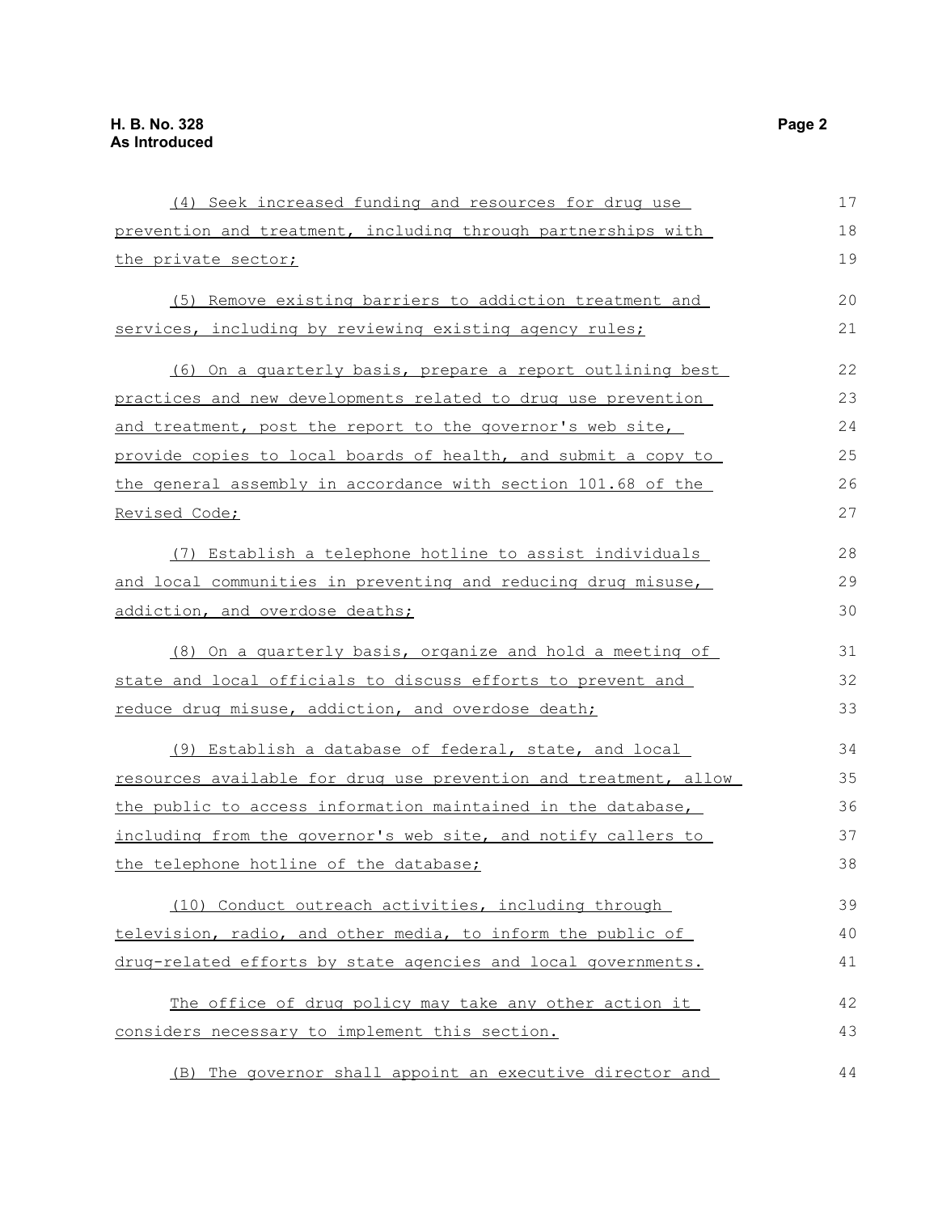(4) Seek increased funding and resources for drug use prevention and treatment, including through partnerships with the private sector;

(5) Remove existing barriers to addiction treatment and services, including by reviewing existing agency rules;

(6) On a quarterly basis, prepare a report outlining best practices and new developments related to drug use prevention and treatment, post the report to the governor's web site, provide copies to local boards of health, and submit a copy to the general assembly in accordance with section 101.68 of the Revised Code;

(7) Establish a telephone hotline to assist individuals and local communities in preventing and reducing drug misuse, addiction, and overdose deaths;

(8) On a quarterly basis, organize and hold a meeting of state and local officials to discuss efforts to prevent and reduce drug misuse, addiction, and overdose death;

(9) Establish a database of federal, state, and local resources available for drug use prevention and treatment, allow the public to access information maintained in the database, including from the governor's web site, and notify callers to the telephone hotline of the database;

(10) Conduct outreach activities, including through television, radio, and other media, to inform the public of drug-related efforts by state agencies and local governments.

The office of drug policy may take any other action it considers necessary to implement this section.

(B) The governor shall appoint an executive director and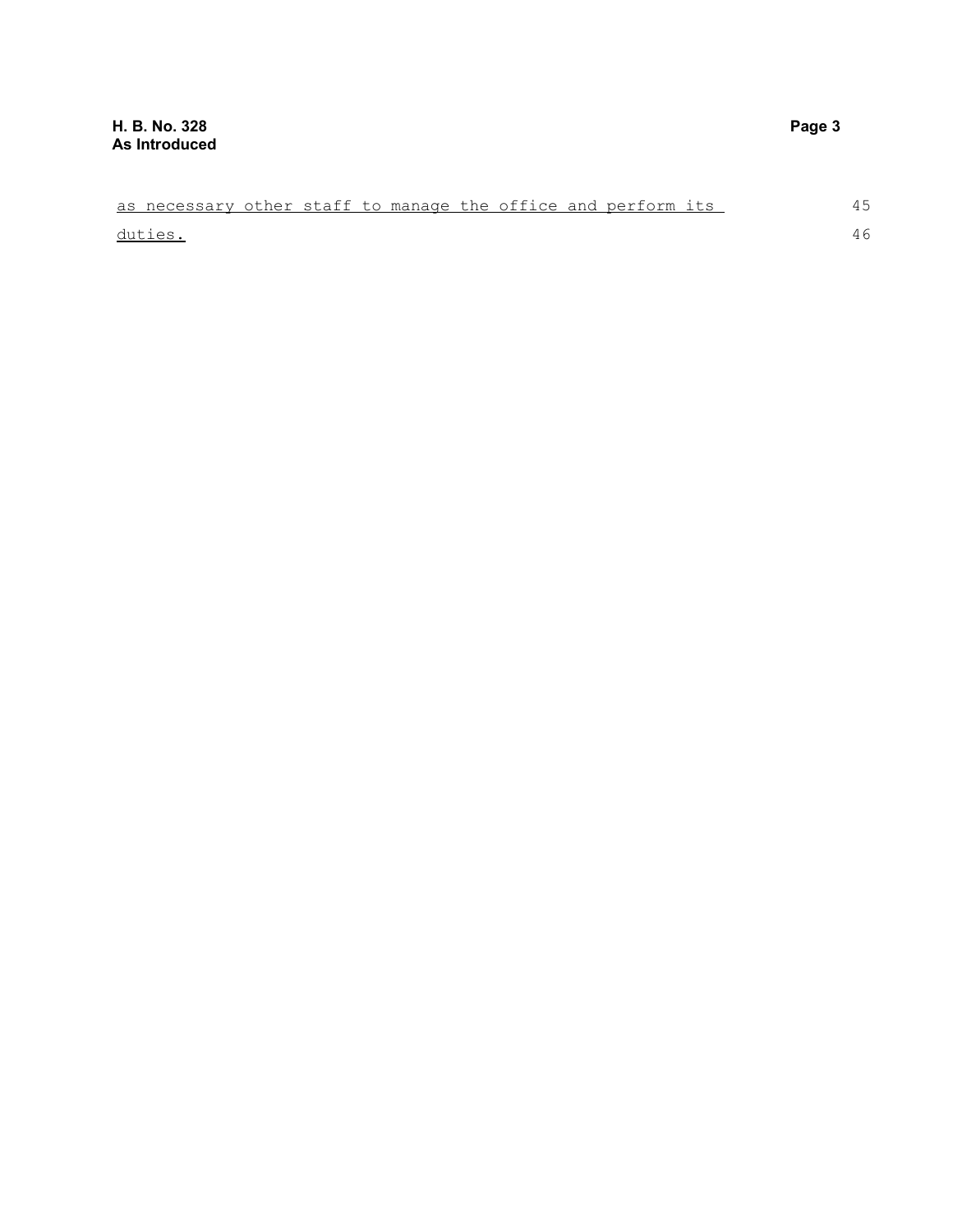as necessary other staff to manage the office and perform its duties.